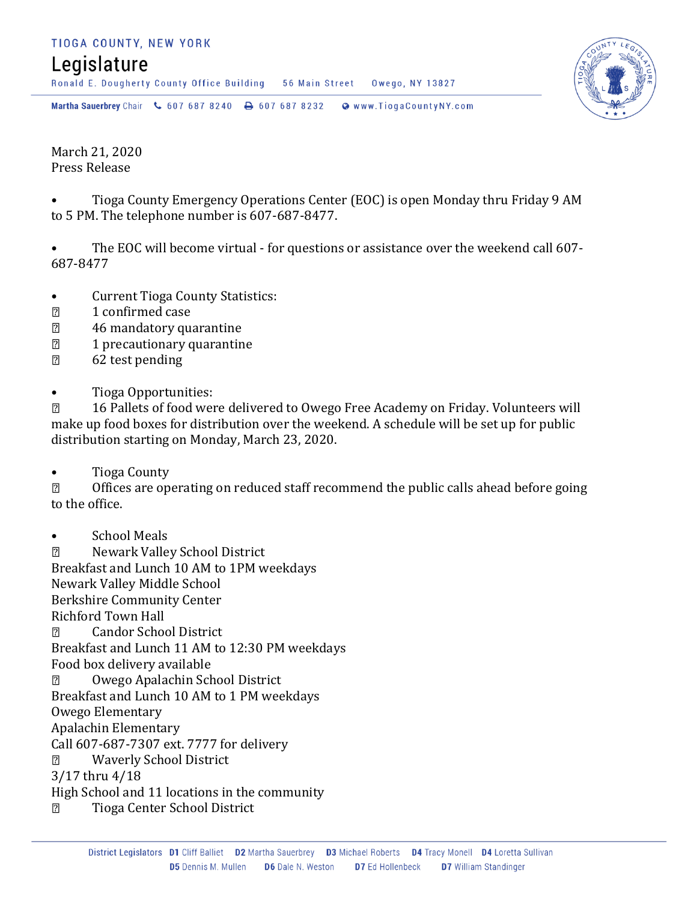TIOGA COUNTY, NEW YORK

# Legislature

Ronald E. Dougherty County Office Building 56 Main Street Owego, NY 13827

**Martha Sauerbrey** Chair 607 687 8240 607 687 8232 www.TiogaCountyNY.com

March 21, 2020
Press Release

- Tioga County Emergency Operations Center (EOC) is open Monday thru Friday 9 AM to 5 PM. The telephone number is 607-687-8477.

- The EOC will become virtual - for questions or assistance over the weekend call 607-687-8477

- Current Tioga County Statistics:
  - 1 confirmed case
  - 46 mandatory quarantine
  - 1 precautionary quarantine
  - 62 test pending

- Tioga Opportunities:
  - 16 Pallets of food were delivered to Owego Free Academy on Friday. Volunteers will make up food boxes for distribution over the weekend. A schedule will be set up for public distribution starting on Monday, March 23, 2020.

- Tioga County
  - Offices are operating on reduced staff recommend the public calls ahead before going to the office.

- School Meals
  - Newark Valley School District
    Breakfast and Lunch 10 AM to 1PM weekdays
    Newark Valley Middle School
    Berkshire Community Center
    Richford Town Hall
  - Candor School District
    Breakfast and Lunch 11 AM to 12:30 PM weekdays
    Food box delivery available
  - Owego Apalachin School District
    Breakfast and Lunch 10 AM to 1 PM weekdays
    Owego Elementary
    Apalachin Elementary
    Call 607-687-7307 ext. 7777 for delivery
  - Waverly School District
    3/17 thru 4/18
    High School and 11 locations in the community
  - Tioga Center School District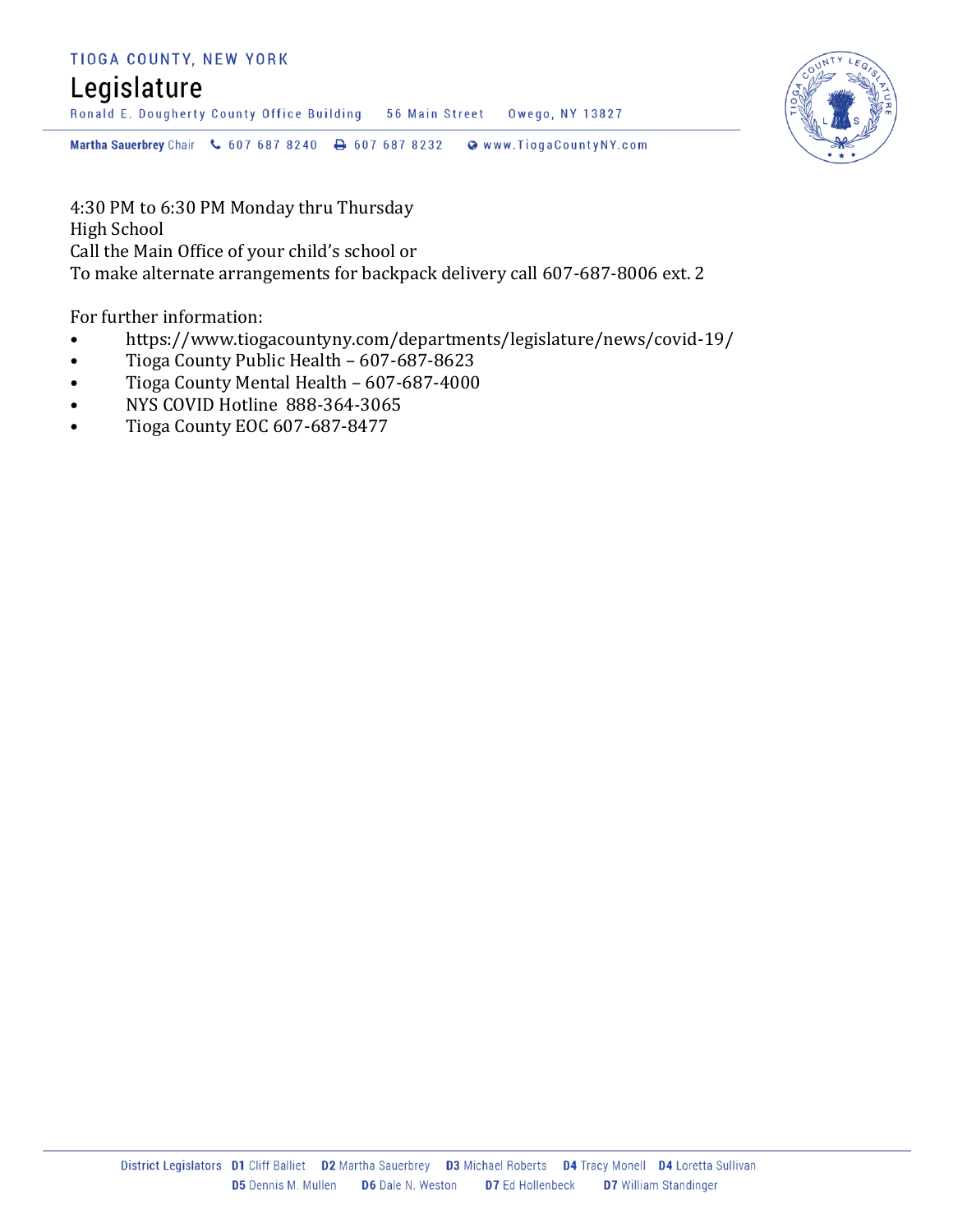4:30 PM to 6:30 PM Monday thru Thursday
High School
Call the Main Office of your child's school or
To make alternate arrangements for backpack delivery call 607-687-8006 ext. 2

For further information:

- https://www.tiogacountyny.com/departments/legislature/news/covid-19/
- Tioga County Public Health – 607-687-8623
- Tioga County Mental Health – 607-687-4000
- NYS COVID Hotline 888-364-3065
- Tioga County EOC 607-687-8477